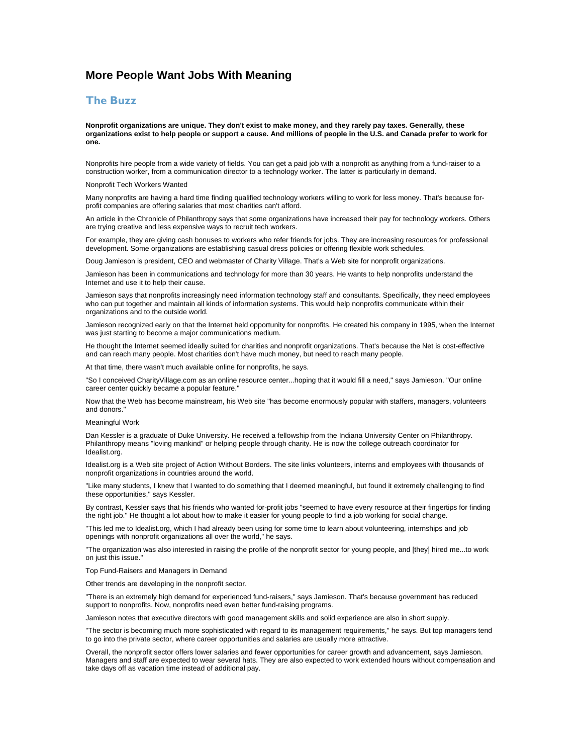# More People Want Jobs With Meaning

## The Buzz

**Nonprofit organizations are unique. They don't exist to make money, and they rarely pay taxes. Generally, these organizations exist to help people or support a cause. And millions of people in the U.S. and Canada prefer to work for one.**

Nonprofits hire people from a wide variety of fields. You can get a paid job with a nonprofit as anything from a fund-raiser to a construction worker, from a communication director to a technology worker. The latter is particularly in demand.

Nonprofit Tech Workers Wanted

Many nonprofits are having a hard time finding qualified technology workers willing to work for less money. That's because for-profit companies are offering salaries that most charities can't afford.

An article in the Chronicle of Philanthropy says that some organizations have increased their pay for technology workers. Others are trying creative and less expensive ways to recruit tech workers.

For example, they are giving cash bonuses to workers who refer friends for jobs. They are increasing resources for professional development. Some organizations are establishing casual dress policies or offering flexible work schedules.

Doug Jamieson is president, CEO and webmaster of Charity Village. That's a Web site for nonprofit organizations.

Jamieson has been in communications and technology for more than 30 years. He wants to help nonprofits understand the Internet and use it to help their cause.

Jamieson says that nonprofits increasingly need information technology staff and consultants. Specifically, they need employees who can put together and maintain all kinds of information systems. This would help nonprofits communicate within their organizations and to the outside world.

Jamieson recognized early on that the Internet held opportunity for nonprofits. He created his company in 1995, when the Internet was just starting to become a major communications medium.

He thought the Internet seemed ideally suited for charities and nonprofit organizations. That's because the Net is cost-effective and can reach many people. Most charities don't have much money, but need to reach many people.

At that time, there wasn't much available online for nonprofits, he says.

"So I conceived CharityVillage.com as an online resource center...hoping that it would fill a need," says Jamieson. "Our online career center quickly became a popular feature."

Now that the Web has become mainstream, his Web site "has become enormously popular with staffers, managers, volunteers and donors."

Meaningful Work

Dan Kessler is a graduate of Duke University. He received a fellowship from the Indiana University Center on Philanthropy. Philanthropy means "loving mankind" or helping people through charity. He is now the college outreach coordinator for Idealist.org.

Idealist.org is a Web site project of Action Without Borders. The site links volunteers, interns and employees with thousands of nonprofit organizations in countries around the world.

"Like many students, I knew that I wanted to do something that I deemed meaningful, but found it extremely challenging to find these opportunities," says Kessler.

By contrast, Kessler says that his friends who wanted for-profit jobs "seemed to have every resource at their fingertips for finding the right job." He thought a lot about how to make it easier for young people to find a job working for social change.

"This led me to Idealist.org, which I had already been using for some time to learn about volunteering, internships and job openings with nonprofit organizations all over the world," he says.

"The organization was also interested in raising the profile of the nonprofit sector for young people, and [they] hired me...to work on just this issue."

Top Fund-Raisers and Managers in Demand

Other trends are developing in the nonprofit sector.

"There is an extremely high demand for experienced fund-raisers," says Jamieson. That's because government has reduced support to nonprofits. Now, nonprofits need even better fund-raising programs.

Jamieson notes that executive directors with good management skills and solid experience are also in short supply.

"The sector is becoming much more sophisticated with regard to its management requirements," he says. But top managers tend to go into the private sector, where career opportunities and salaries are usually more attractive.

Overall, the nonprofit sector offers lower salaries and fewer opportunities for career growth and advancement, says Jamieson. Managers and staff are expected to wear several hats. They are also expected to work extended hours without compensation and take days off as vacation time instead of additional pay.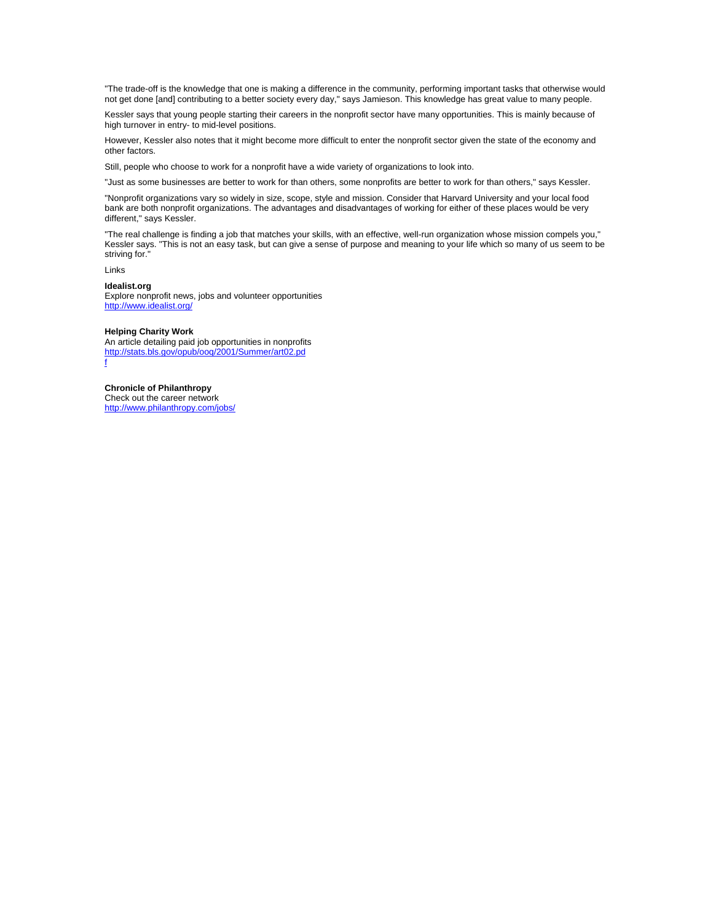"The trade-off is the knowledge that one is making a difference in the community, performing important tasks that otherwise would not get done [and] contributing to a better society every day," says Jamieson. This knowledge has great value to many people.

Kessler says that young people starting their careers in the nonprofit sector have many opportunities. This is mainly because of high turnover in entry- to mid-level positions.

However, Kessler also notes that it might become more difficult to enter the nonprofit sector given the state of the economy and other factors.

Still, people who choose to work for a nonprofit have a wide variety of organizations to look into.

"Just as some businesses are better to work for than others, some nonprofits are better to work for than others," says Kessler.

"Nonprofit organizations vary so widely in size, scope, style and mission. Consider that Harvard University and your local food bank are both nonprofit organizations. The advantages and disadvantages of working for either of these places would be very different," says Kessler.

"The real challenge is finding a job that matches your skills, with an effective, well-run organization whose mission compels you," Kessler says. "This is not an easy task, but can give a sense of purpose and meaning to your life which so many of us seem to be striving for."

Links

**Idealist.org**
Explore nonprofit news, jobs and volunteer opportunities
http://www.idealist.org/

**Helping Charity Work**
An article detailing paid job opportunities in nonprofits
http://stats.bls.gov/opub/ooq/2001/Summer/art02.pdf

**Chronicle of Philanthropy**
Check out the career network
http://www.philanthropy.com/jobs/